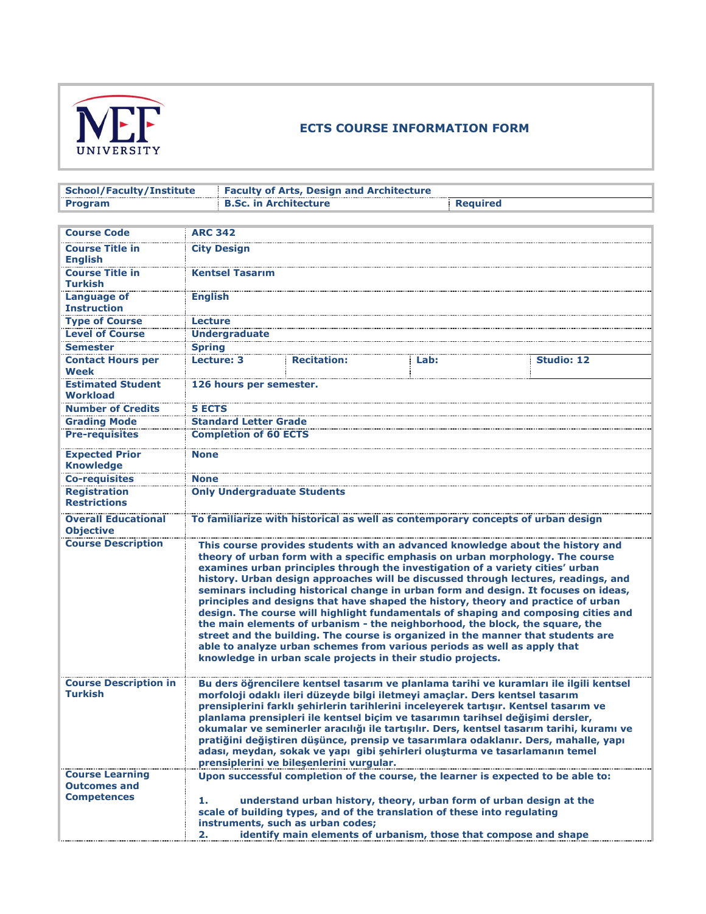# ECTS COURSE INFORMATION FORM

| School/Faculty/Institute | Faculty of Arts, Design and Architecture | |
|---|---|---|
| Program | B.Sc. in Architecture | Required |

| Course Code | ARC 342 | | | |
|---|---|---|---|---|
| Course Title in English | City Design | | | |
| Course Title in Turkish | Kentsel Tasarım | | | |
| Language of Instruction | English | | | |
| Type of Course | Lecture | | | |
| Level of Course | Undergraduate | | | |
| Semester | Spring | | | |
| Contact Hours per Week | Lecture: 3 | Recitation: | Lab: | Studio: 12 |
| Estimated Student Workload | 126 hours per semester. | | | |
| Number of Credits | 5 ECTS | | | |
| Grading Mode | Standard Letter Grade | | | |
| Pre-requisites | Completion of 60 ECTS | | | |
| Expected Prior Knowledge | None | | | |
| Co-requisites | None | | | |
| Registration Restrictions | Only Undergraduate Students | | | |
| Overall Educational Objective | To familiarize with historical as well as contemporary concepts of urban design | | | |
| Course Description | This course provides students with an advanced knowledge about the history and theory of urban form with a specific emphasis on urban morphology. The course examines urban principles through the investigation of a variety cities' urban history. Urban design approaches will be discussed through lectures, readings, and seminars including historical change in urban form and design. It focuses on ideas, principles and designs that have shaped the history, theory and practice of urban design. The course will highlight fundamentals of shaping and composing cities and the main elements of urbanism - the neighborhood, the block, the square, the street and the building. The course is organized in the manner that students are able to analyze urban schemes from various periods as well as apply that knowledge in urban scale projects in their studio projects. | | | |
| Course Description in Turkish | Bu ders öğrencilere kentsel tasarım ve planlama tarihi ve kuramları ile ilgili kentsel morfoloji odaklı ileri düzeyde bilgi iletmeyi amaçlar. Ders kentsel tasarım prensiplerini farklı şehirlerin tarihlerini inceleyerek tartışır. Kentsel tasarım ve planlama prensipleri ile kentsel biçim ve tasarımın tarihsel değişimi dersler, okumalar ve seminerler aracılığı ile tartışılır. Ders, kentsel tasarım tarihi, kuramı ve pratiğini değiştiren düşünce, prensip ve tasarımlara odaklanır. Ders, mahalle, yapı adası, meydan, sokak ve yapı gibi şehirleri oluşturma ve tasarlamanın temel prensiplerini ve bileşenlerini vurgular. | | | |
| Course Learning Outcomes and Competences | Upon successful completion of the course, the learner is expected to be able to:<br><br>1. understand urban history, theory, urban form of urban design at the scale of building types, and of the translation of these into regulating instruments, such as urban codes;<br>2. identify main elements of urbanism, those that compose and shape | | | |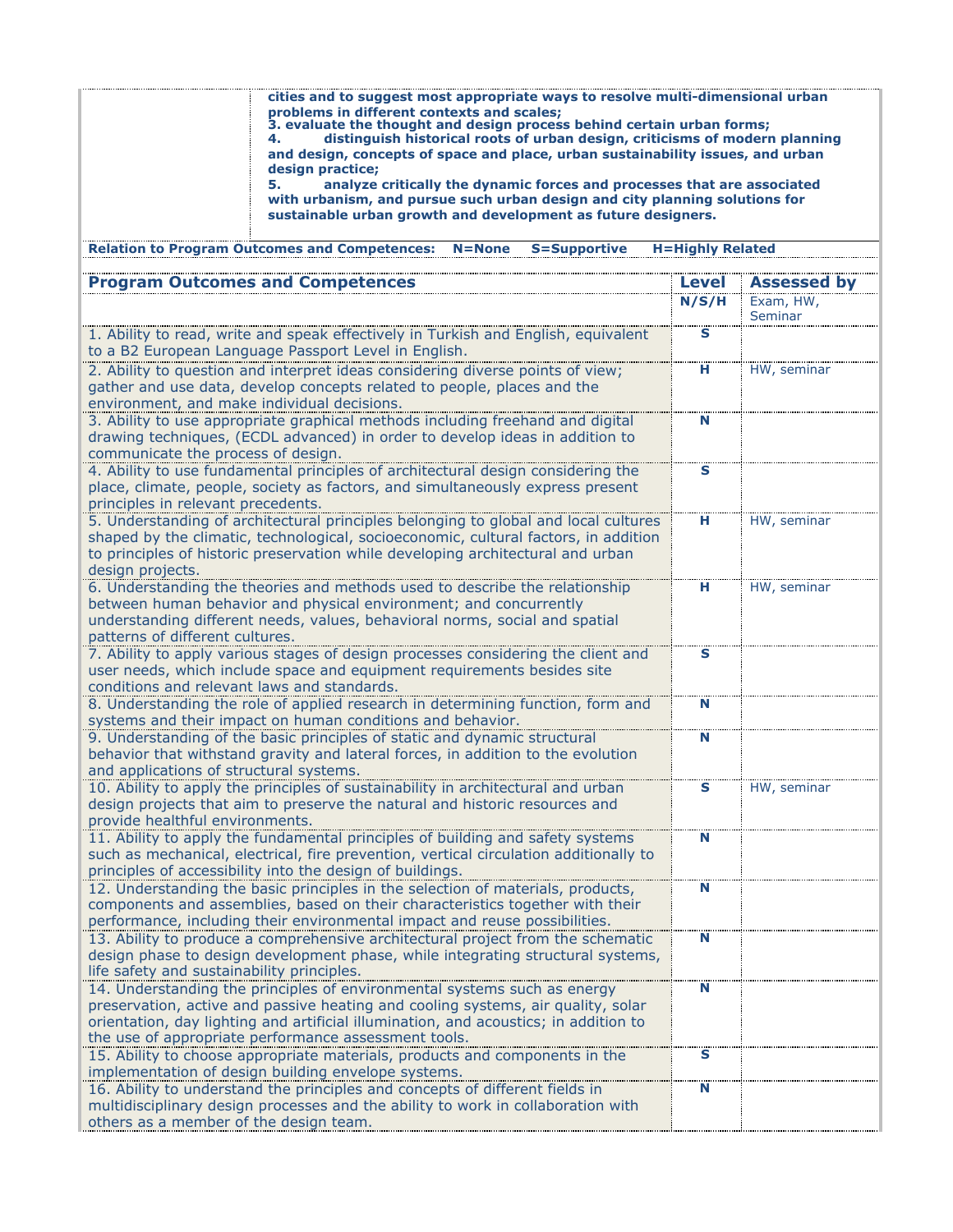| | |
|---|---|
| | **cities and to suggest most appropriate ways to resolve multi-dimensional urban problems in different contexts and scales;**<br>**3. evaluate the thought and design process behind certain urban forms;**<br>**4. distinguish historical roots of urban design, criticisms of modern planning and design, concepts of space and place, urban sustainability issues, and urban design practice;**<br>**5. analyze critically the dynamic forces and processes that are associated with urbanism, and pursue such urban design and city planning solutions for sustainable urban growth and development as future designers.** |

**Relation to Program Outcomes and Competences: N=None S=Supportive H=Highly Related**

| **Program Outcomes and Competences** | **Level** | **Assessed by** |
|---|---|---|
| | **N/S/H** | Exam, HW, Seminar |
| 1. Ability to read, write and speak effectively in Turkish and English, equivalent to a B2 European Language Passport Level in English. | **S** | |
| 2. Ability to question and interpret ideas considering diverse points of view; gather and use data, develop concepts related to people, places and the environment, and make individual decisions. | **H** | HW, seminar |
| 3. Ability to use appropriate graphical methods including freehand and digital drawing techniques, (ECDL advanced) in order to develop ideas in addition to communicate the process of design. | **N** | |
| 4. Ability to use fundamental principles of architectural design considering the place, climate, people, society as factors, and simultaneously express present principles in relevant precedents. | **S** | |
| 5. Understanding of architectural principles belonging to global and local cultures shaped by the climatic, technological, socioeconomic, cultural factors, in addition to principles of historic preservation while developing architectural and urban design projects. | **H** | HW, seminar |
| 6. Understanding the theories and methods used to describe the relationship between human behavior and physical environment; and concurrently understanding different needs, values, behavioral norms, social and spatial patterns of different cultures. | **H** | HW, seminar |
| 7. Ability to apply various stages of design processes considering the client and user needs, which include space and equipment requirements besides site conditions and relevant laws and standards. | **S** | |
| 8. Understanding the role of applied research in determining function, form and systems and their impact on human conditions and behavior. | **N** | |
| 9. Understanding of the basic principles of static and dynamic structural behavior that withstand gravity and lateral forces, in addition to the evolution and applications of structural systems. | **N** | |
| 10. Ability to apply the principles of sustainability in architectural and urban design projects that aim to preserve the natural and historic resources and provide healthful environments. | **S** | HW, seminar |
| 11. Ability to apply the fundamental principles of building and safety systems such as mechanical, electrical, fire prevention, vertical circulation additionally to principles of accessibility into the design of buildings. | **N** | |
| 12. Understanding the basic principles in the selection of materials, products, components and assemblies, based on their characteristics together with their performance, including their environmental impact and reuse possibilities. | **N** | |
| 13. Ability to produce a comprehensive architectural project from the schematic design phase to design development phase, while integrating structural systems, life safety and sustainability principles. | **N** | |
| 14. Understanding the principles of environmental systems such as energy preservation, active and passive heating and cooling systems, air quality, solar orientation, day lighting and artificial illumination, and acoustics; in addition to the use of appropriate performance assessment tools. | **N** | |
| 15. Ability to choose appropriate materials, products and components in the implementation of design building envelope systems. | **S** | |
| 16. Ability to understand the principles and concepts of different fields in multidisciplinary design processes and the ability to work in collaboration with others as a member of the design team. | **N** | |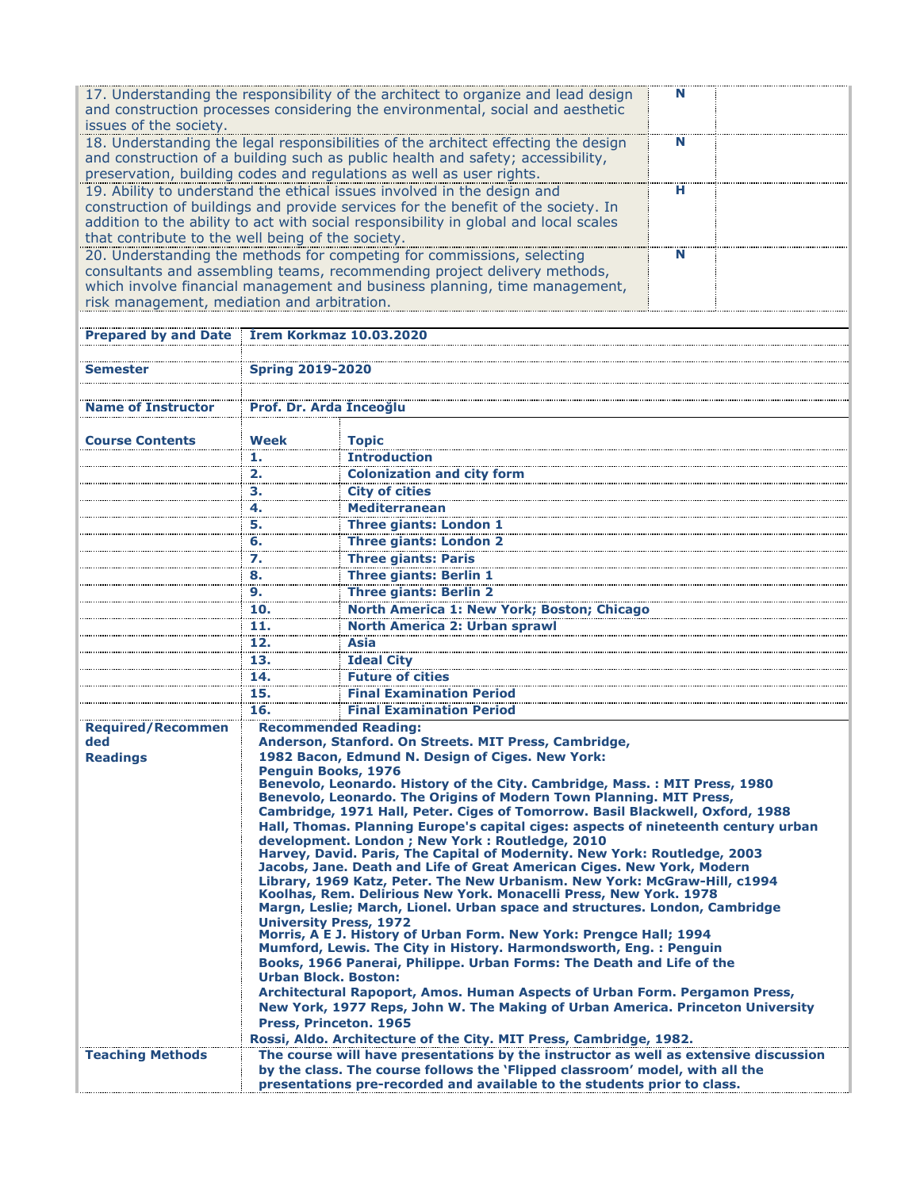| | | |
|---|---|---|
| 17. Understanding the responsibility of the architect to organize and lead design and construction processes considering the environmental, social and aesthetic issues of the society. | N | |
| 18. Understanding the legal responsibilities of the architect effecting the design and construction of a building such as public health and safety; accessibility, preservation, building codes and regulations as well as user rights. | N | |
| 19. Ability to understand the ethical issues involved in the design and construction of buildings and provide services for the benefit of the society. In addition to the ability to act with social responsibility in global and local scales that contribute to the well being of the society. | H | |
| 20. Understanding the methods for competing for commissions, selecting consultants and assembling teams, recommending project delivery methods, which involve financial management and business planning, time management, risk management, mediation and arbitration. | N | |

| | | |
|---|---|---|
| **Prepared by and Date** | **Irem Korkmaz 10.03.2020** | |
| **Semester** | **Spring 2019-2020** | |
| **Name of Instructor** | **Prof. Dr. Arda İnceoğlu** | |
| **Course Contents** | **Week** | **Topic** |
| | **1.** | **Introduction** |
| | **2.** | **Colonization and city form** |
| | **3.** | **City of cities** |
| | **4.** | **Mediterranean** |
| | **5.** | **Three giants: London 1** |
| | **6.** | **Three giants: London 2** |
| | **7.** | **Three giants: Paris** |
| | **8.** | **Three giants: Berlin 1** |
| | **9.** | **Three giants: Berlin 2** |
| | **10.** | **North America 1: New York; Boston; Chicago** |
| | **11.** | **North America 2: Urban sprawl** |
| | **12.** | **Asia** |
| | **13.** | **Ideal City** |
| | **14.** | **Future of cities** |
| | **15.** | **Final Examination Period** |
| | **16.** | **Final Examination Period** |
| **Required/Recommended Readings** | **Recommended Reading:** Anderson, Stanford. On Streets. MIT Press, Cambridge, 1982 Bacon, Edmund N. Design of Ciges. New York: Penguin Books, 1976 Benevolo, Leonardo. History of the City. Cambridge, Mass. : MIT Press, 1980 Benevolo, Leonardo. The Origins of Modern Town Planning. MIT Press, Cambridge, 1971 Hall, Peter. Ciges of Tomorrow. Basil Blackwell, Oxford, 1988 Hall, Thomas. Planning Europe's capital ciges: aspects of nineteenth century urban development. London ; New York : Routledge, 2010 Harvey, David. Paris, The Capital of Modernity. New York: Routledge, 2003 Jacobs, Jane. Death and Life of Great American Ciges. New York, Modern Library, 1969 Katz, Peter. The New Urbanism. New York: McGraw-Hill, c1994 Koolhas, Rem. Delirious New York. Monacelli Press, New York. 1978 Margn, Leslie; March, Lionel. Urban space and structures. London, Cambridge University Press, 1972 Morris, A E J. History of Urban Form. New York: Prengce Hall; 1994 Mumford, Lewis. The City in History. Harmondsworth, Eng. : Penguin Books, 1966 Panerai, Philippe. Urban Forms: The Death and Life of the Urban Block. Boston: Architectural Rapoport, Amos. Human Aspects of Urban Form. Pergamon Press, New York, 1977 Reps, John W. The Making of Urban America. Princeton University Press, Princeton. 1965 Rossi, Aldo. Architecture of the City. MIT Press, Cambridge, 1982. | |
| **Teaching Methods** | **The course will have presentations by the instructor as well as extensive discussion by the class. The course follows the 'Flipped classroom' model, with all the presentations pre-recorded and available to the students prior to class.** | |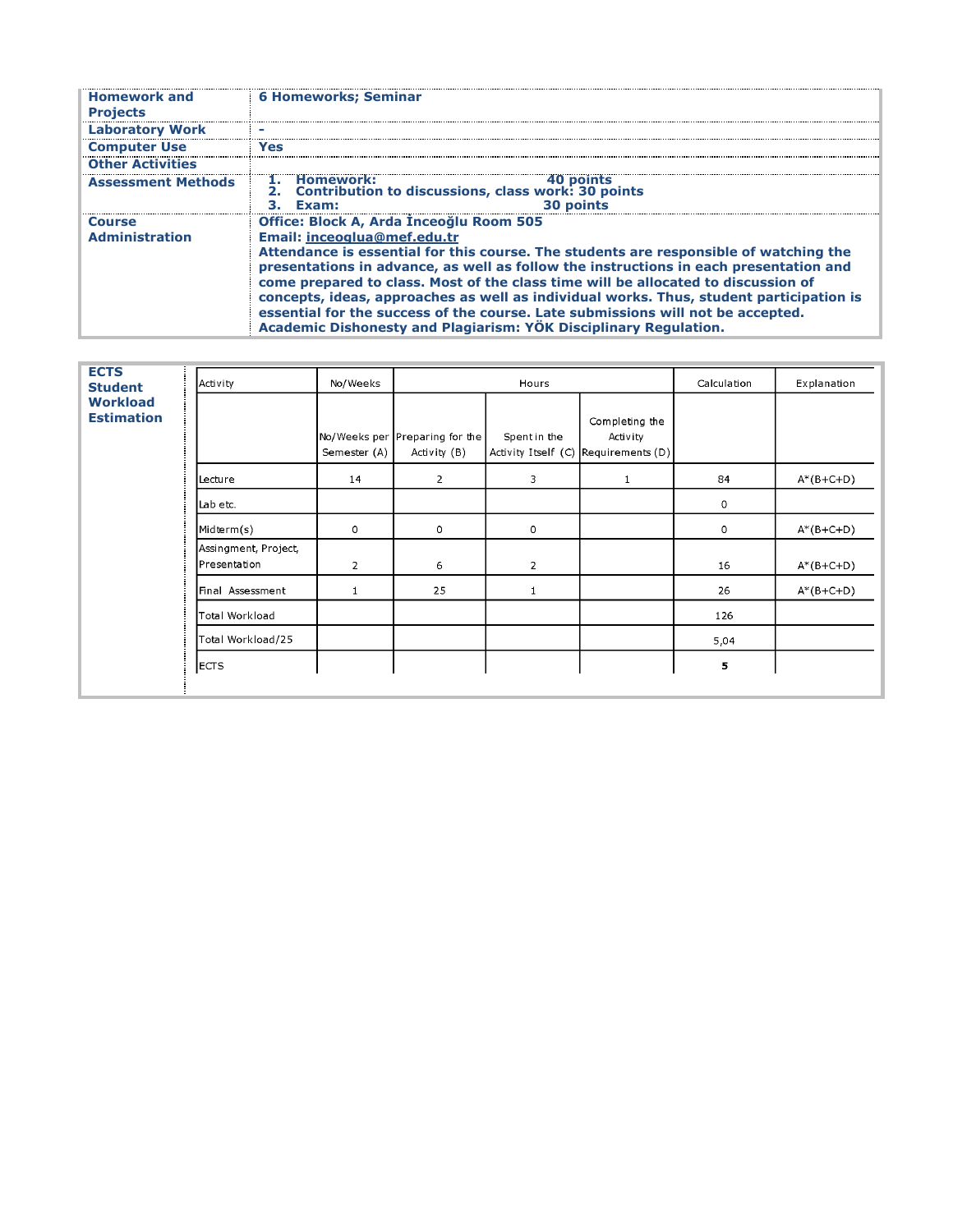| | |
|---|---|
| **Homework and Projects** | **6 Homeworks; Seminar** |
| **Laboratory Work** | **-** |
| **Computer Use** | **Yes** |
| **Other Activities** | |
| **Assessment Methods** | **1. Homework: 40 points**<br>**2. Contribution to discussions, class work: 30 points**<br>**3. Exam: 30 points** |
| **Course Administration** | **Office: Block A, Arda İnceoğlu Room 505**<br>**Email: inceoglua@mef.edu.tr**<br>**Attendance is essential for this course. The students are responsible of watching the presentations in advance, as well as follow the instructions in each presentation and come prepared to class. Most of the class time will be allocated to discussion of concepts, ideas, approaches as well as individual works. Thus, student participation is essential for the success of the course. Late submissions will not be accepted.**<br>**Academic Dishonesty and Plagiarism: YÖK Disciplinary Regulation.** |

**ECTS Student Workload Estimation**

| Activity | No/Weeks | Hours | | | Calculation | Explanation |
|---|---|---|---|---|---|---|
| | No/Weeks per Semester (A) | Preparing for the Activity (B) | Spent in the Activity Itself (C) | Completing the Activity Requirements (D) | | |
| Lecture | 14 | 2 | 3 | 1 | 84 | A*(B+C+D) |
| Lab etc. | | | | | 0 | |
| Midterm(s) | 0 | 0 | 0 | | 0 | A*(B+C+D) |
| Assingment, Project, Presentation | 2 | 6 | 2 | | 16 | A*(B+C+D) |
| Final Assessment | 1 | 25 | 1 | | 26 | A*(B+C+D) |
| Total Workload | | | | | 126 | |
| Total Workload/25 | | | | | 5,04 | |
| ECTS | | | | | **5** | |